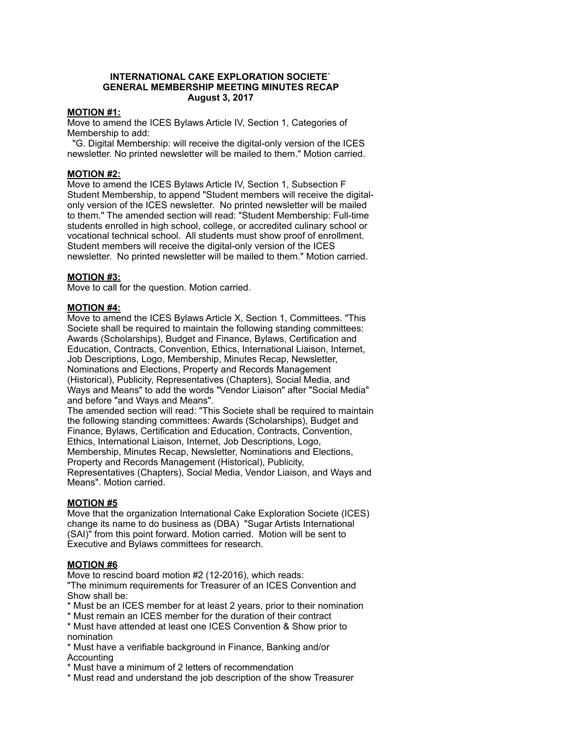# INTERNATIONAL CAKE EXPLORATION SOCIETE`
## GENERAL MEMBERSHIP MEETING MINUTES RECAP
### August 3, 2017

**MOTION #1:**

Move to amend the ICES Bylaws Article IV, Section 1, Categories of Membership to add:

"G. Digital Membership: will receive the digital-only version of the ICES newsletter. No printed newsletter will be mailed to them." Motion carried.

**MOTION #2:**

Move to amend the ICES Bylaws Article IV, Section 1, Subsection F Student Membership, to append "Student members will receive the digital-only version of the ICES newsletter. No printed newsletter will be mailed to them." The amended section will read: "Student Membership: Full-time students enrolled in high school, college, or accredited culinary school or vocational technical school. All students must show proof of enrollment. Student members will receive the digital-only version of the ICES newsletter. No printed newsletter will be mailed to them." Motion carried.

**MOTION #3:**

Move to call for the question. Motion carried.

**MOTION #4:**

Move to amend the ICES Bylaws Article X, Section 1, Committees. "This Societe shall be required to maintain the following standing committees: Awards (Scholarships), Budget and Finance, Bylaws, Certification and Education, Contracts, Convention, Ethics, International Liaison, Internet, Job Descriptions, Logo, Membership, Minutes Recap, Newsletter, Nominations and Elections, Property and Records Management (Historical), Publicity, Representatives (Chapters), Social Media, and Ways and Means" to add the words "Vendor Liaison" after "Social Media" and before "and Ways and Means".

The amended section will read: "This Societe shall be required to maintain the following standing committees: Awards (Scholarships), Budget and Finance, Bylaws, Certification and Education, Contracts, Convention, Ethics, International Liaison, Internet, Job Descriptions, Logo, Membership, Minutes Recap, Newsletter, Nominations and Elections, Property and Records Management (Historical), Publicity, Representatives (Chapters), Social Media, Vendor Liaison, and Ways and Means". Motion carried.

**MOTION #5**

Move that the organization International Cake Exploration Societe (ICES) change its name to do business as (DBA) "Sugar Artists International (SAI)" from this point forward. Motion carried. Motion will be sent to Executive and Bylaws committees for research.

**MOTION #6**

Move to rescind board motion #2 (12-2016), which reads:

"The minimum requirements for Treasurer of an ICES Convention and Show shall be:

* Must be an ICES member for at least 2 years, prior to their nomination
* Must remain an ICES member for the duration of their contract
* Must have attended at least one ICES Convention & Show prior to nomination
* Must have a verifiable background in Finance, Banking and/or Accounting
* Must have a minimum of 2 letters of recommendation
* Must read and understand the job description of the show Treasurer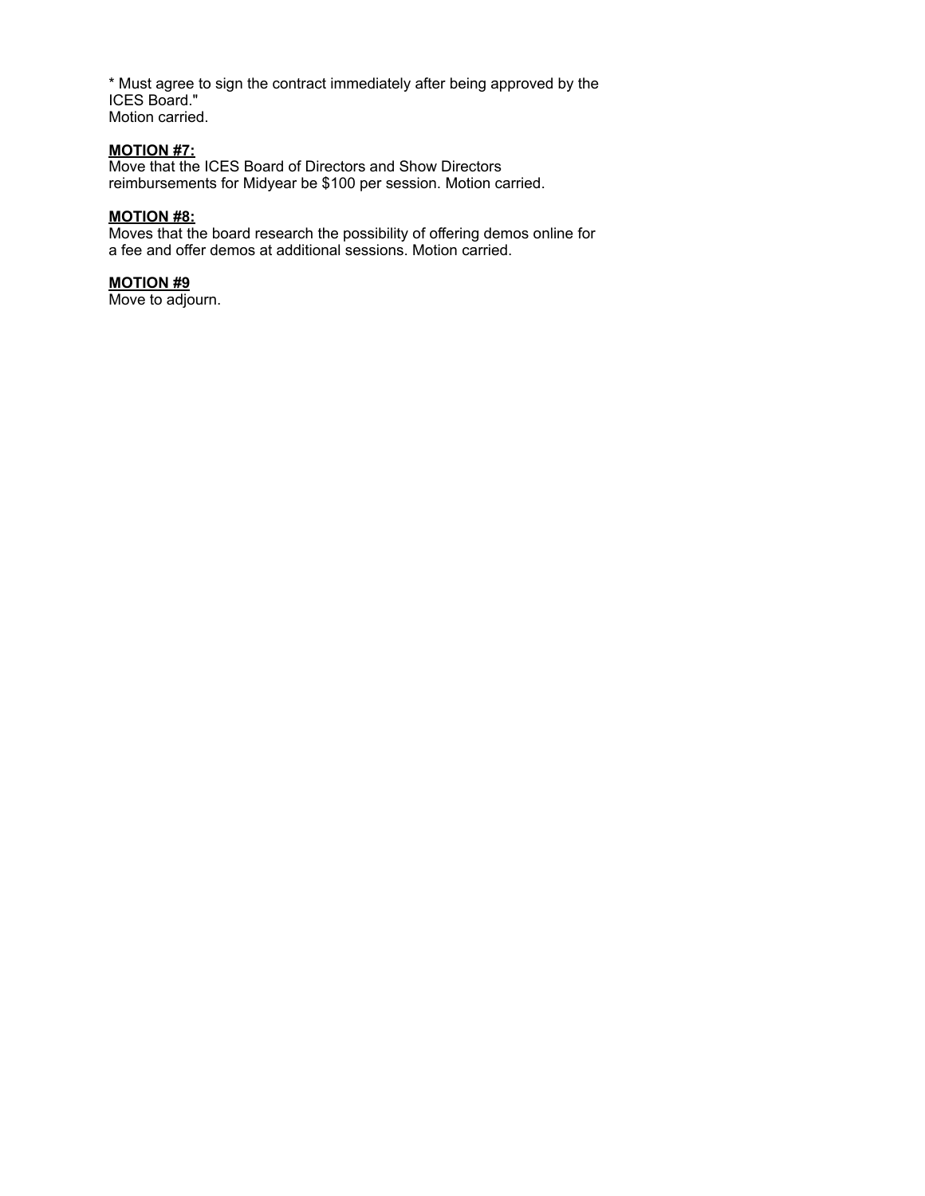* Must agree to sign the contract immediately after being approved by the ICES Board."
Motion carried.

**MOTION #7:**
Move that the ICES Board of Directors and Show Directors reimbursements for Midyear be $100 per session. Motion carried.

**MOTION #8:**
Moves that the board research the possibility of offering demos online for a fee and offer demos at additional sessions. Motion carried.

**MOTION #9**
Move to adjourn.